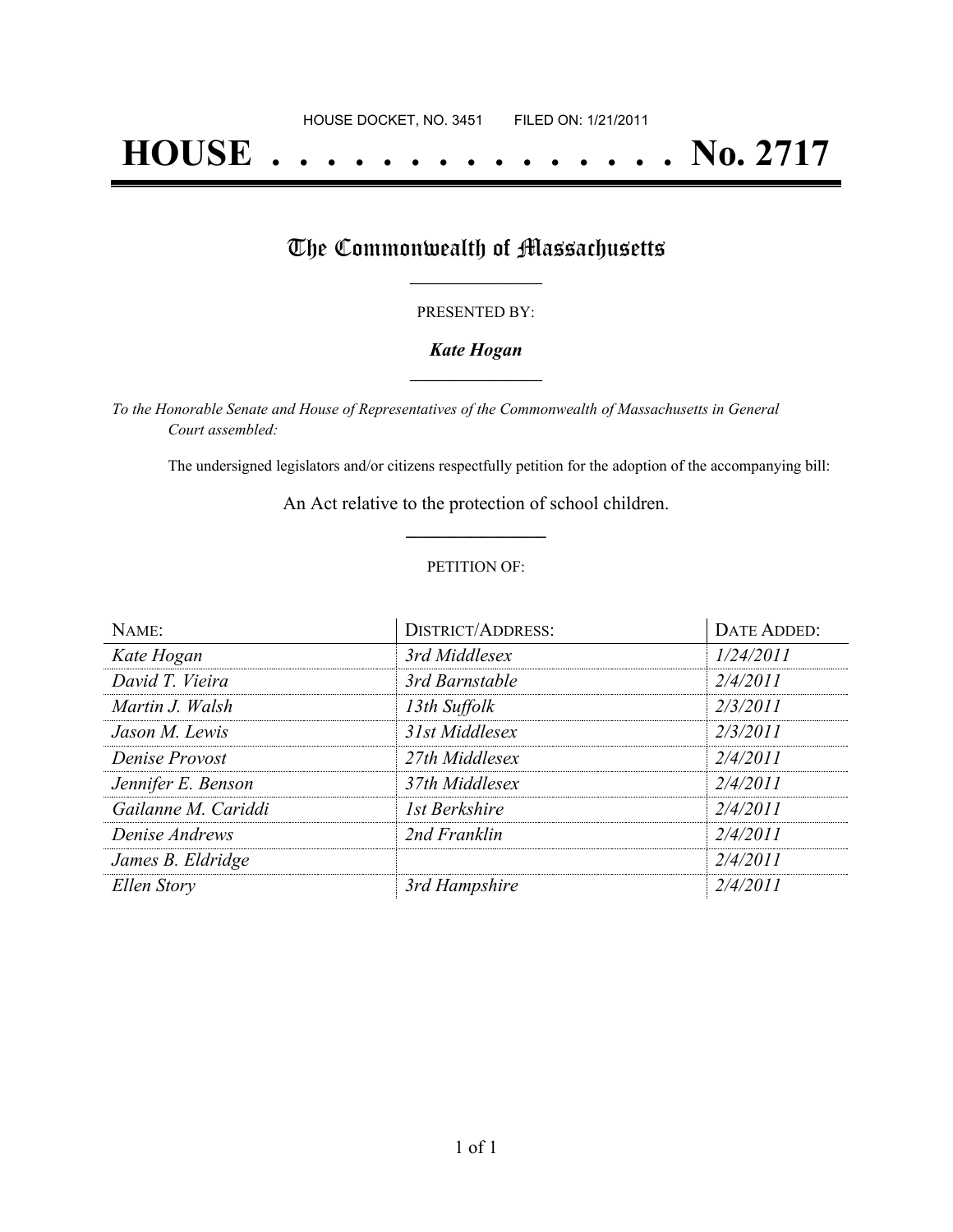HOUSE DOCKET, NO. 3451 FILED ON: 1/21/2011

# HOUSE . . . . . . . . . . . . . . . No. 2717

## The Commonwealth of Massachusetts

PRESENTED BY:

***Kate Hogan***

*To the Honorable Senate and House of Representatives of the Commonwealth of Massachusetts in General Court assembled:*

The undersigned legislators and/or citizens respectfully petition for the adoption of the accompanying bill:

An Act relative to the protection of school children.

PETITION OF:

| NAME: | DISTRICT/ADDRESS: | DATE ADDED: |
| --- | --- | --- |
| *Kate Hogan* | *3rd Middlesex* | *1/24/2011* |
| *David T. Vieira* | *3rd Barnstable* | *2/4/2011* |
| *Martin J. Walsh* | *13th Suffolk* | *2/3/2011* |
| *Jason M. Lewis* | *31st Middlesex* | *2/3/2011* |
| *Denise Provost* | *27th Middlesex* | *2/4/2011* |
| *Jennifer E. Benson* | *37th Middlesex* | *2/4/2011* |
| *Gailanne M. Cariddi* | *1st Berkshire* | *2/4/2011* |
| *Denise Andrews* | *2nd Franklin* | *2/4/2011* |
| *James B. Eldridge* | | *2/4/2011* |
| *Ellen Story* | *3rd Hampshire* | *2/4/2011* |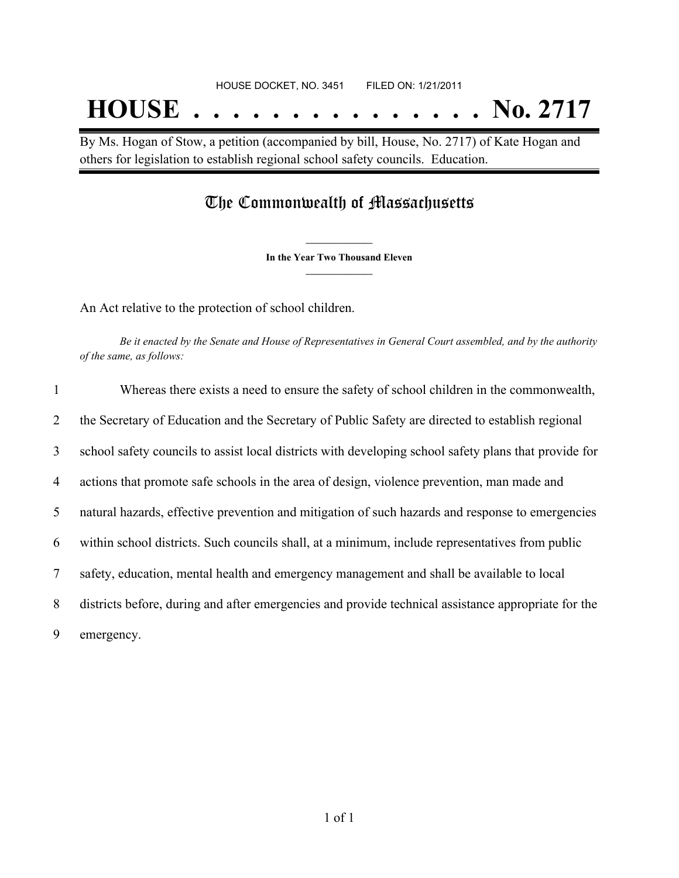HOUSE DOCKET, NO. 3451 FILED ON: 1/21/2011

# HOUSE . . . . . . . . . . . . . . . No. 2717

By Ms. Hogan of Stow, a petition (accompanied by bill, House, No. 2717) of Kate Hogan and others for legislation to establish regional school safety councils. Education.

## The Commonwealth of Massachusetts

**In the Year Two Thousand Eleven**

An Act relative to the protection of school children.

*Be it enacted by the Senate and House of Representatives in General Court assembled, and by the authority of the same, as follows:*

1 Whereas there exists a need to ensure the safety of school children in the commonwealth,
2 the Secretary of Education and the Secretary of Public Safety are directed to establish regional
3 school safety councils to assist local districts with developing school safety plans that provide for
4 actions that promote safe schools in the area of design, violence prevention, man made and
5 natural hazards, effective prevention and mitigation of such hazards and response to emergencies
6 within school districts. Such councils shall, at a minimum, include representatives from public
7 safety, education, mental health and emergency management and shall be available to local
8 districts before, during and after emergencies and provide technical assistance appropriate for the
9 emergency.